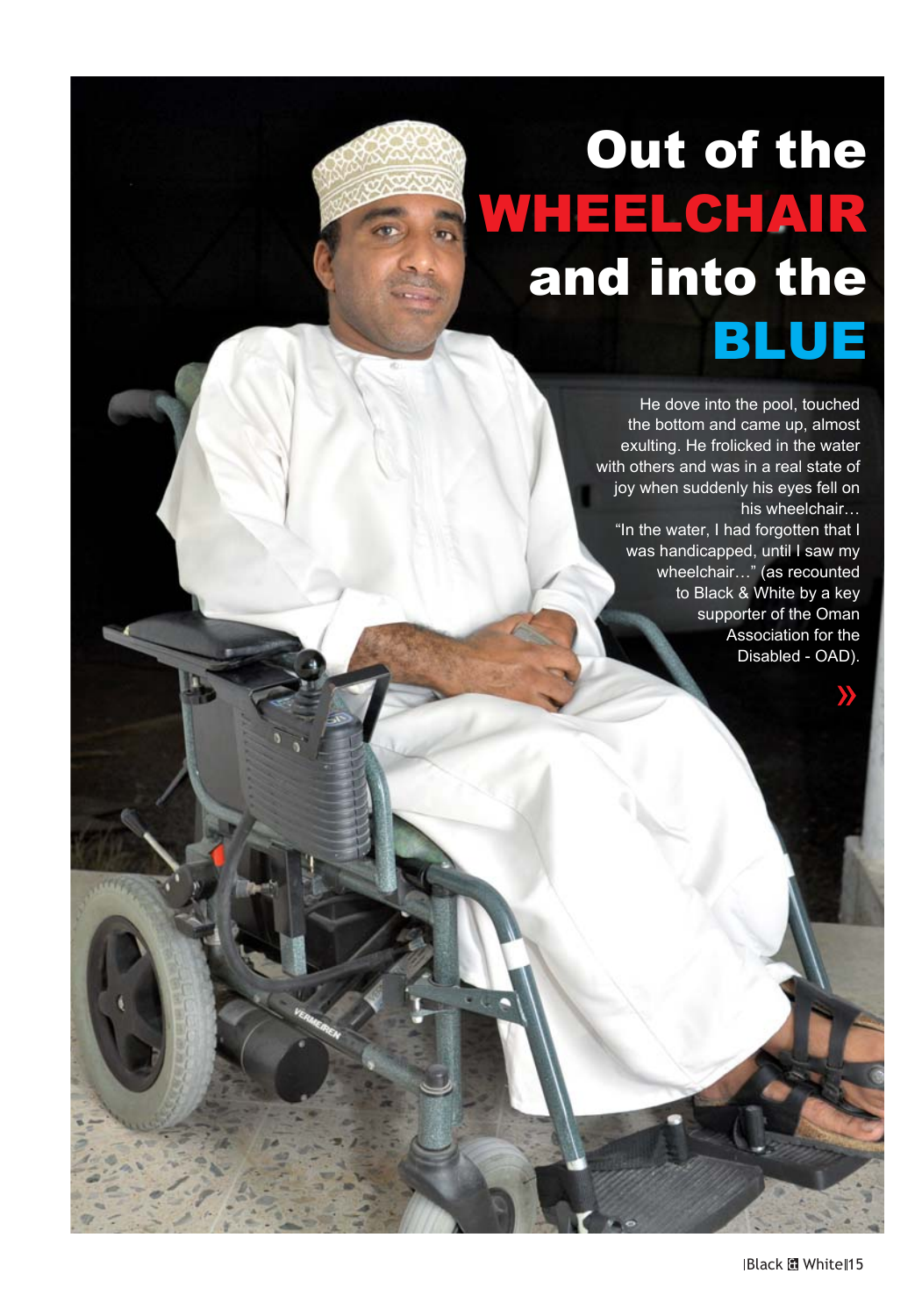# Out of the WHEELCHAIR and into the BLUE

He dove into the pool, touched the bottom and came up, almost exulting. He frolicked in the water with others and was in a real state of joy when suddenly his eyes fell on his wheelchair…

"In the water, I had forgotten that I was handicapped, until I saw my wheelchair…" (as recounted to Black & White by a key supporter of the Oman Association for the Disabled - OAD).

»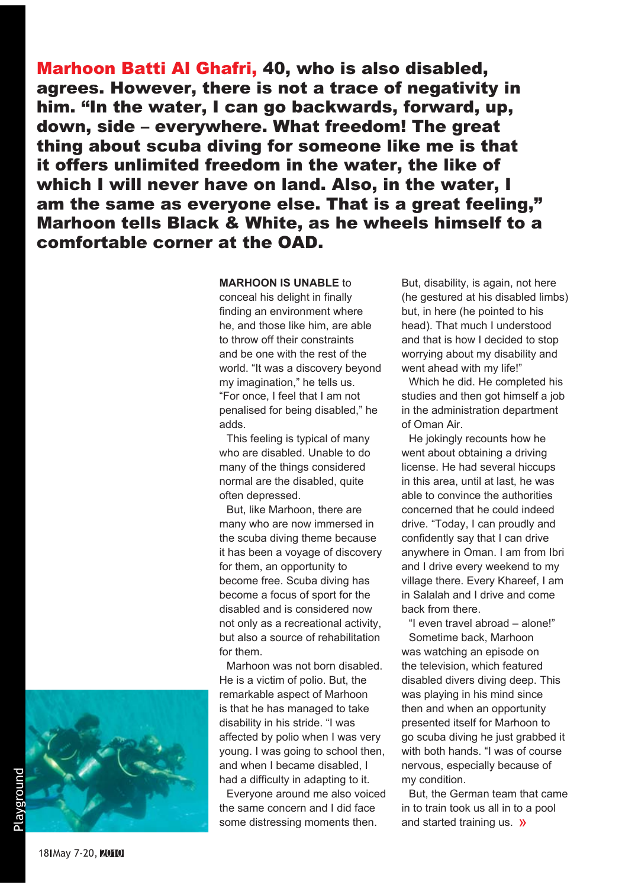**Marhoon Batti Al Ghafri, 40, who is also disabled, agrees. However, there is not a trace of negativity in him. "In the water, I can go backwards, forward, up, down, side – everywhere. What freedom! The great thing about scuba diving for someone like me is that it offers unlimited freedom in the water, the like of which I will never have on land. Also, in the water, I am the same as everyone else. That is a great feeling," Marhoon tells Black & White, as he wheels himself to a comfortable corner at the OAD.**

**MARHOON IS UNABLE** to conceal his delight in finally finding an environment where he, and those like him, are able to throw off their constraints and be one with the rest of the world. "It was a discovery beyond my imagination," he tells us. "For once, I feel that I am not penalised for being disabled," he adds.

This feeling is typical of many who are disabled. Unable to do many of the things considered normal are the disabled, quite often depressed.

But, like Marhoon, there are many who are now immersed in the scuba diving theme because it has been a voyage of discovery for them, an opportunity to become free. Scuba diving has become a focus of sport for the disabled and is considered now not only as a recreational activity, but also a source of rehabilitation for them.

Marhoon was not born disabled. He is a victim of polio. But, the remarkable aspect of Marhoon is that he has managed to take disability in his stride. "I was affected by polio when I was very young. I was going to school then, and when I became disabled, I had a difficulty in adapting to it.

Everyone around me also voiced the same concern and I did face some distressing moments then. But, disability, is again, not here (he gestured at his disabled limbs) but, in here (he pointed to his head). That much I understood and that is how I decided to stop worrying about my disability and went ahead with my life!"

Which he did. He completed his studies and then got himself a job in the administration department of Oman Air.

He jokingly recounts how he went about obtaining a driving license. He had several hiccups in this area, until at last, he was able to convince the authorities concerned that he could indeed drive. "Today, I can proudly and confidently say that I can drive anywhere in Oman. I am from Ibri and I drive every weekend to my village there. Every Khareef, I am in Salalah and I drive and come back from there.

"I even travel abroad – alone!"

Sometime back, Marhoon was watching an episode on the television, which featured disabled divers diving deep. This was playing in his mind since then and when an opportunity presented itself for Marhoon to go scuba diving he just grabbed it with both hands. "I was of course nervous, especially because of my condition.

But, the German team that came in to train took us all in to a pool and started training us. »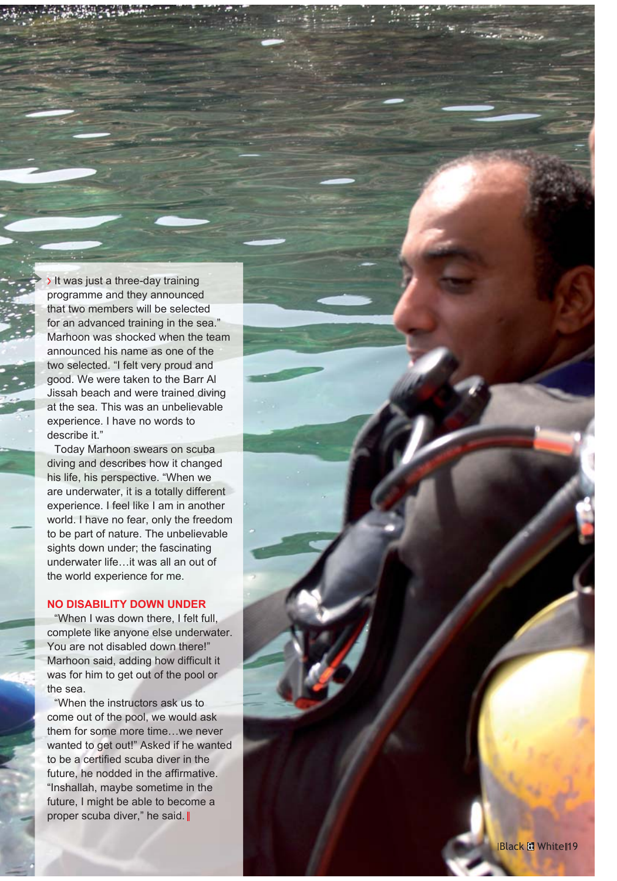› It was just a three-day training programme and they announced that two members will be selected for an advanced training in the sea." Marhoon was shocked when the team announced his name as one of the two selected. "I felt very proud and good. We were taken to the Barr Al Jissah beach and were trained diving at the sea. This was an unbelievable experience. I have no words to describe it."

Today Marhoon swears on scuba diving and describes how it changed his life, his perspective. "When we are underwater, it is a totally different experience. I feel like I am in another world. I have no fear, only the freedom to be part of nature. The unbelievable sights down under; the fascinating underwater life…it was all an out of the world experience for me.

## NO DISABILITY DOWN UNDER

"When I was down there, I felt full, complete like anyone else underwater. You are not disabled down there!" Marhoon said, adding how difficult it was for him to get out of the pool or the sea.

"When the instructors ask us to come out of the pool, we would ask them for some more time…we never wanted to get out!" Asked if he wanted to be a certified scuba diver in the future, he nodded in the affirmative. "Inshallah, maybe sometime in the future, I might be able to become a proper scuba diver," he said. ‖